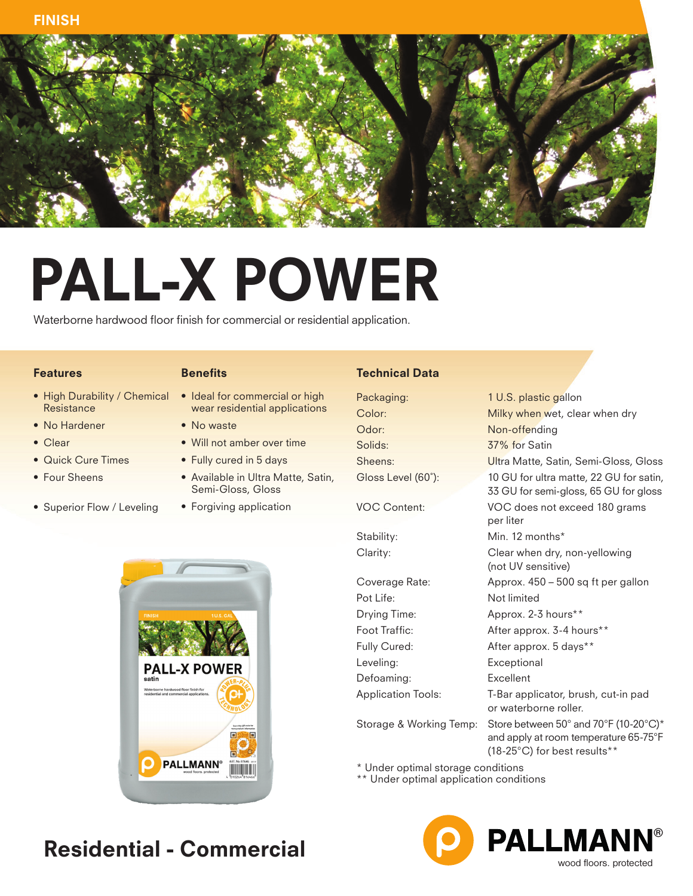FINISH

# PALL-X POWER

Waterborne hardwood floor finish for commercial or residential application.

| Features | Benefits |
|---|---|
| High Durability / Chemical Resistance | Ideal for commercial or high wear residential applications |
| No Hardener | No waste |
| Clear | Will not amber over time |
| Quick Cure Times | Fully cured in 5 days |
| Four Sheens | Available in Ultra Matte, Satin, Semi-Gloss, Gloss |
| Superior Flow / Leveling | Forgiving application |

## Technical Data

| | |
|---|---|
| Packaging: | 1 U.S. plastic gallon |
| Color: | Milky when wet, clear when dry |
| Odor: | Non-offending |
| Solids: | 37% for Satin |
| Sheens: | Ultra Matte, Satin, Semi-Gloss, Gloss |
| Gloss Level (60°): | 10 GU for ultra matte, 22 GU for satin, 33 GU for semi-gloss, 65 GU for gloss |
| VOC Content: | VOC does not exceed 180 grams per liter |
| Stability: | Min. 12 months* |
| Clarity: | Clear when dry, non-yellowing (not UV sensitive) |
| Coverage Rate: | Approx. 450 – 500 sq ft per gallon |
| Pot Life: | Not limited |
| Drying Time: | Approx. 2-3 hours** |
| Foot Traffic: | After approx. 3-4 hours** |
| Fully Cured: | After approx. 5 days** |
| Leveling: | Exceptional |
| Defoaming: | Excellent |
| Application Tools: | T-Bar applicator, brush, cut-in pad or waterborne roller. |
| Storage & Working Temp: | Store between 50° and 70°F (10-20°C)* and apply at room temperature 65-75°F (18-25°C) for best results** |

\* Under optimal storage conditions
\*\* Under optimal application conditions

## Residential - Commercial

PALLMANN®
wood floors. protected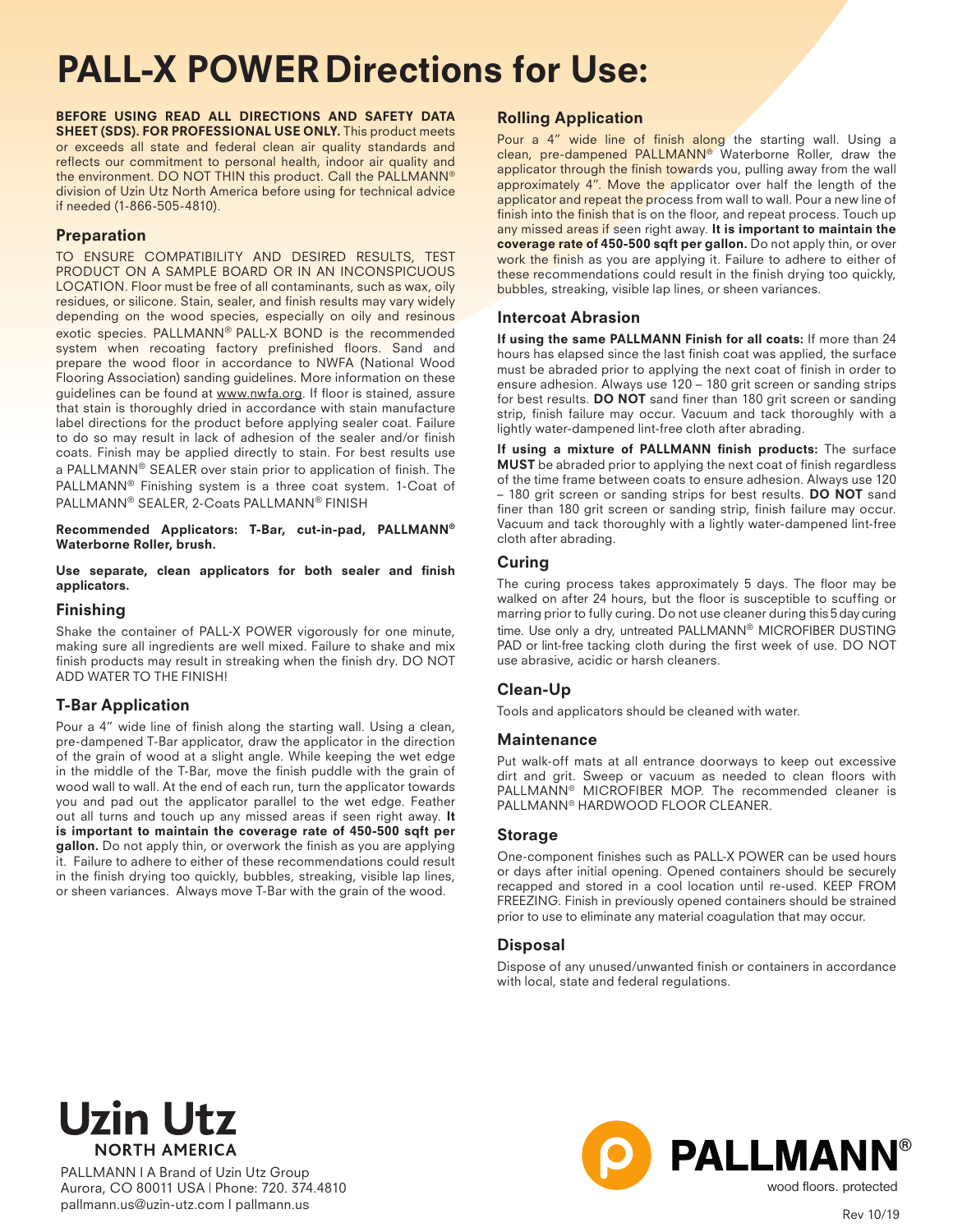# PALL-X POWER Directions for Use:

**BEFORE USING READ ALL DIRECTIONS AND SAFETY DATA SHEET (SDS). FOR PROFESSIONAL USE ONLY.** This product meets or exceeds all state and federal clean air quality standards and reflects our commitment to personal health, indoor air quality and the environment. DO NOT THIN this product. Call the PALLMANN® division of Uzin Utz North America before using for technical advice if needed (1-866-505-4810).

## Preparation

TO ENSURE COMPATIBILITY AND DESIRED RESULTS, TEST PRODUCT ON A SAMPLE BOARD OR IN AN INCONSPICUOUS LOCATION. Floor must be free of all contaminants, such as wax, oily residues, or silicone. Stain, sealer, and finish results may vary widely depending on the wood species, especially on oily and resinous exotic species. PALLMANN® PALL-X BOND is the recommended system when recoating factory prefinished floors. Sand and prepare the wood floor in accordance to NWFA (National Wood Flooring Association) sanding guidelines. More information on these guidelines can be found at www.nwfa.org. If floor is stained, assure that stain is thoroughly dried in accordance with stain manufacture label directions for the product before applying sealer coat. Failure to do so may result in lack of adhesion of the sealer and/or finish coats. Finish may be applied directly to stain. For best results use a PALLMANN® SEALER over stain prior to application of finish. The PALLMANN® Finishing system is a three coat system. 1-Coat of PALLMANN® SEALER, 2-Coats PALLMANN® FINISH

**Recommended Applicators: T-Bar, cut-in-pad, PALLMANN® Waterborne Roller, brush.**

**Use separate, clean applicators for both sealer and finish applicators.**

## Finishing

Shake the container of PALL-X POWER vigorously for one minute, making sure all ingredients are well mixed. Failure to shake and mix finish products may result in streaking when the finish dry. DO NOT ADD WATER TO THE FINISH!

## T-Bar Application

Pour a 4" wide line of finish along the starting wall. Using a clean, pre-dampened T-Bar applicator, draw the applicator in the direction of the grain of wood at a slight angle. While keeping the wet edge in the middle of the T-Bar, move the finish puddle with the grain of wood wall to wall. At the end of each run, turn the applicator towards you and pad out the applicator parallel to the wet edge. Feather out all turns and touch up any missed areas if seen right away. **It is important to maintain the coverage rate of 450-500 sqft per gallon.** Do not apply thin, or overwork the finish as you are applying it. Failure to adhere to either of these recommendations could result in the finish drying too quickly, bubbles, streaking, visible lap lines, or sheen variances. Always move T-Bar with the grain of the wood.

## Rolling Application

Pour a 4" wide line of finish along the starting wall. Using a clean, pre-dampened PALLMANN® Waterborne Roller, draw the applicator through the finish towards you, pulling away from the wall approximately 4". Move the applicator over half the length of the applicator and repeat the process from wall to wall. Pour a new line of finish into the finish that is on the floor, and repeat process. Touch up any missed areas if seen right away. **It is important to maintain the coverage rate of 450-500 sqft per gallon.** Do not apply thin, or over work the finish as you are applying it. Failure to adhere to either of these recommendations could result in the finish drying too quickly, bubbles, streaking, visible lap lines, or sheen variances.

## Intercoat Abrasion

**If using the same PALLMANN Finish for all coats:** If more than 24 hours has elapsed since the last finish coat was applied, the surface must be abraded prior to applying the next coat of finish in order to ensure adhesion. Always use 120 – 180 grit screen or sanding strips for best results. **DO NOT** sand finer than 180 grit screen or sanding strip, finish failure may occur. Vacuum and tack thoroughly with a lightly water-dampened lint-free cloth after abrading.

**If using a mixture of PALLMANN finish products:** The surface **MUST** be abraded prior to applying the next coat of finish regardless of the time frame between coats to ensure adhesion. Always use 120 – 180 grit screen or sanding strips for best results. **DO NOT** sand finer than 180 grit screen or sanding strip, finish failure may occur. Vacuum and tack thoroughly with a lightly water-dampened lint-free cloth after abrading.

## Curing

The curing process takes approximately 5 days. The floor may be walked on after 24 hours, but the floor is susceptible to scuffing or marring prior to fully curing. Do not use cleaner during this 5 day curing time. Use only a dry, untreated PALLMANN® MICROFIBER DUSTING PAD or lint-free tacking cloth during the first week of use. DO NOT use abrasive, acidic or harsh cleaners.

## Clean-Up

Tools and applicators should be cleaned with water.

## Maintenance

Put walk-off mats at all entrance doorways to keep out excessive dirt and grit. Sweep or vacuum as needed to clean floors with PALLMANN® MICROFIBER MOP. The recommended cleaner is PALLMANN® HARDWOOD FLOOR CLEANER.

## Storage

One-component finishes such as PALL-X POWER can be used hours or days after initial opening. Opened containers should be securely recapped and stored in a cool location until re-used. KEEP FROM FREEZING. Finish in previously opened containers should be strained prior to use to eliminate any material coagulation that may occur.

## Disposal

Dispose of any unused/unwanted finish or containers in accordance with local, state and federal regulations.

Uzin Utz
NORTH AMERICA

PALLMANN I A Brand of Uzin Utz Group
Aurora, CO 80011 USA I Phone: 720. 374.4810
pallmann.us@uzin-utz.com I pallmann.us

PALLMANN®
wood floors. protected

Rev 10/19